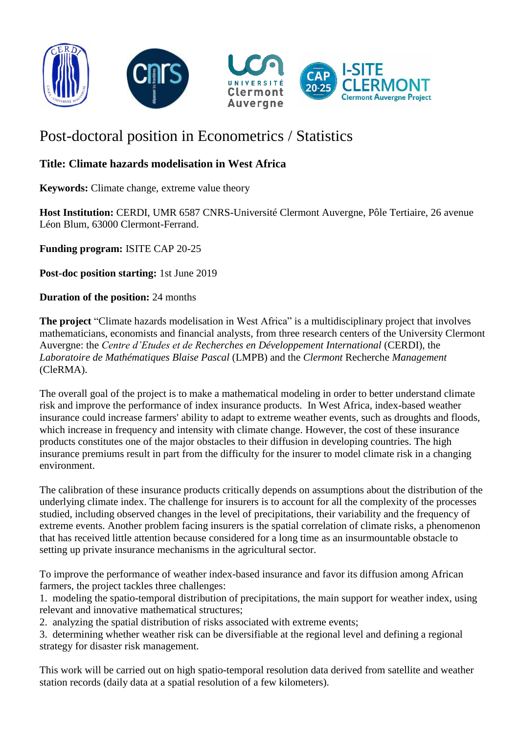# Post-doctoral position in Econometrics / Statistics

**Title: Climate hazards modelisation in West Africa**

**Keywords:** Climate change, extreme value theory

**Host Institution:** CERDI, UMR 6587 CNRS-Université Clermont Auvergne, Pôle Tertiaire, 26 avenue Léon Blum, 63000 Clermont-Ferrand.

**Funding program:** ISITE CAP 20-25

**Post-doc position starting:** 1st June 2019

**Duration of the position:** 24 months

**The project** "Climate hazards modelisation in West Africa" is a multidisciplinary project that involves mathematicians, economists and financial analysts, from three research centers of the University Clermont Auvergne: the *Centre d'Etudes et de Recherches en Développement International* (CERDI), the *Laboratoire de Mathématiques Blaise Pascal* (LMPB) and the *Clermont* Recherche *Management* (CleRMA).

The overall goal of the project is to make a mathematical modeling in order to better understand climate risk and improve the performance of index insurance products. In West Africa, index-based weather insurance could increase farmers' ability to adapt to extreme weather events, such as droughts and floods, which increase in frequency and intensity with climate change. However, the cost of these insurance products constitutes one of the major obstacles to their diffusion in developing countries. The high insurance premiums result in part from the difficulty for the insurer to model climate risk in a changing environment.

The calibration of these insurance products critically depends on assumptions about the distribution of the underlying climate index. The challenge for insurers is to account for all the complexity of the processes studied, including observed changes in the level of precipitations, their variability and the frequency of extreme events. Another problem facing insurers is the spatial correlation of climate risks, a phenomenon that has received little attention because considered for a long time as an insurmountable obstacle to setting up private insurance mechanisms in the agricultural sector.

To improve the performance of weather index-based insurance and favor its diffusion among African farmers, the project tackles three challenges:

1. modeling the spatio-temporal distribution of precipitations, the main support for weather index, using relevant and innovative mathematical structures;
2. analyzing the spatial distribution of risks associated with extreme events;
3. determining whether weather risk can be diversifiable at the regional level and defining a regional strategy for disaster risk management.

This work will be carried out on high spatio-temporal resolution data derived from satellite and weather station records (daily data at a spatial resolution of a few kilometers).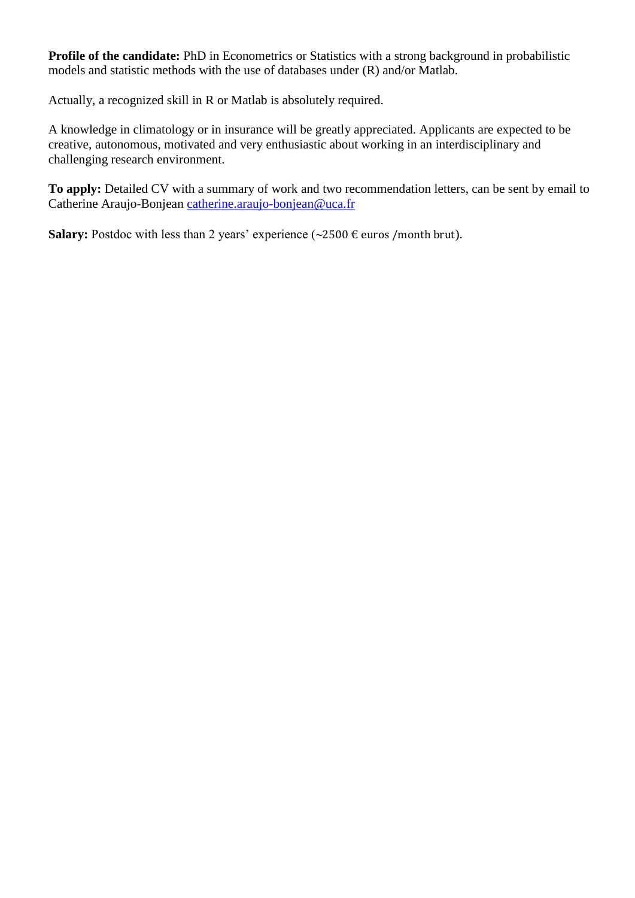**Profile of the candidate:** PhD in Econometrics or Statistics with a strong background in probabilistic models and statistic methods with the use of databases under (R) and/or Matlab.

Actually, a recognized skill in R or Matlab is absolutely required.

A knowledge in climatology or in insurance will be greatly appreciated. Applicants are expected to be creative, autonomous, motivated and very enthusiastic about working in an interdisciplinary and challenging research environment.

**To apply:** Detailed CV with a summary of work and two recommendation letters, can be sent by email to Catherine Araujo-Bonjean catherine.araujo-bonjean@uca.fr

**Salary:** Postdoc with less than 2 years' experience (~2500 € euros /month brut).